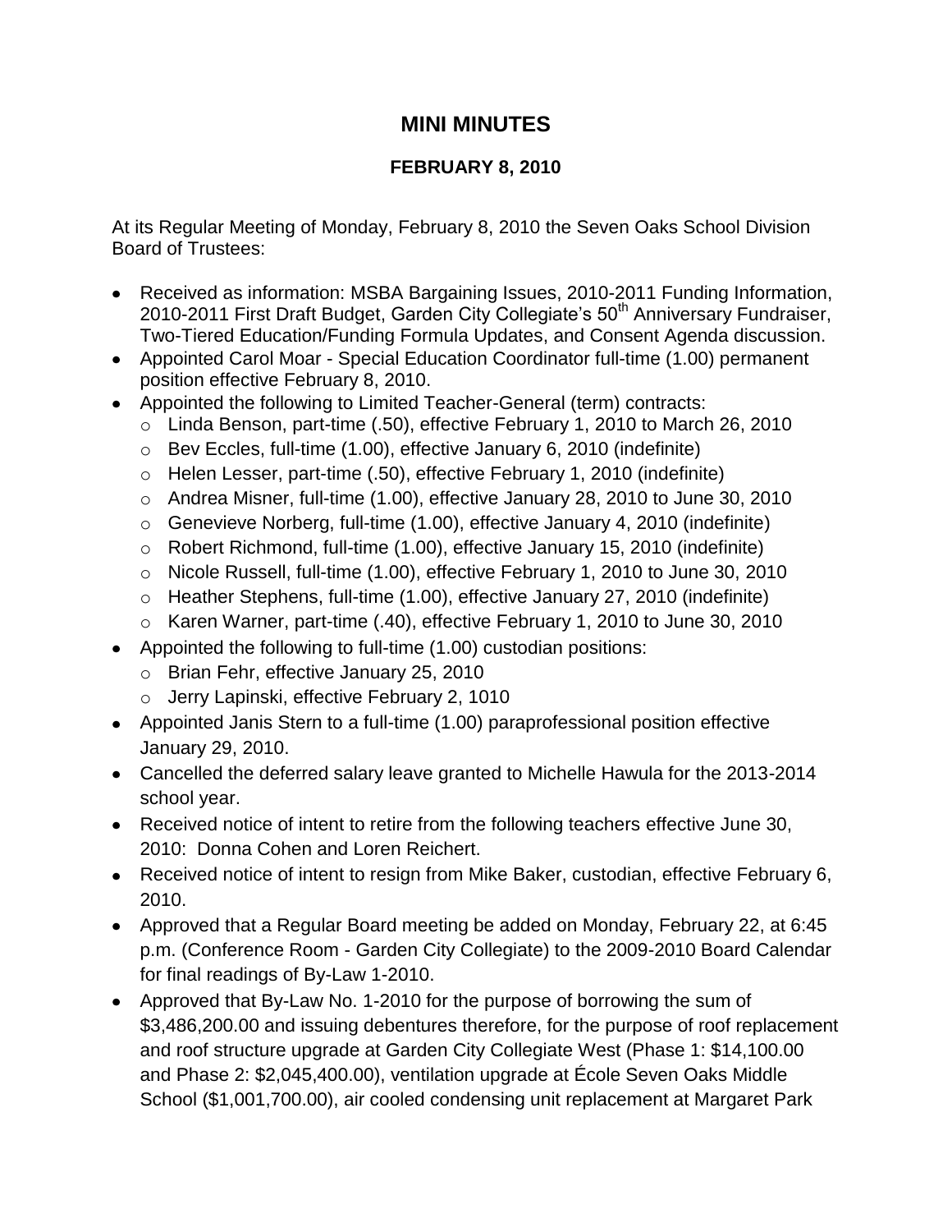# MINI MINUTES

## FEBRUARY 8, 2010

At its Regular Meeting of Monday, February 8, 2010 the Seven Oaks School Division Board of Trustees:

- Received as information: MSBA Bargaining Issues, 2010-2011 Funding Information, 2010-2011 First Draft Budget, Garden City Collegiate's 50th Anniversary Fundraiser, Two-Tiered Education/Funding Formula Updates, and Consent Agenda discussion.
- Appointed Carol Moar - Special Education Coordinator full-time (1.00) permanent position effective February 8, 2010.
- Appointed the following to Limited Teacher-General (term) contracts:
  - Linda Benson, part-time (.50), effective February 1, 2010 to March 26, 2010
  - Bev Eccles, full-time (1.00), effective January 6, 2010 (indefinite)
  - Helen Lesser, part-time (.50), effective February 1, 2010 (indefinite)
  - Andrea Misner, full-time (1.00), effective January 28, 2010 to June 30, 2010
  - Genevieve Norberg, full-time (1.00), effective January 4, 2010 (indefinite)
  - Robert Richmond, full-time (1.00), effective January 15, 2010 (indefinite)
  - Nicole Russell, full-time (1.00), effective February 1, 2010 to June 30, 2010
  - Heather Stephens, full-time (1.00), effective January 27, 2010 (indefinite)
  - Karen Warner, part-time (.40), effective February 1, 2010 to June 30, 2010
- Appointed the following to full-time (1.00) custodian positions:
  - Brian Fehr, effective January 25, 2010
  - Jerry Lapinski, effective February 2, 1010
- Appointed Janis Stern to a full-time (1.00) paraprofessional position effective January 29, 2010.
- Cancelled the deferred salary leave granted to Michelle Hawula for the 2013-2014 school year.
- Received notice of intent to retire from the following teachers effective June 30, 2010: Donna Cohen and Loren Reichert.
- Received notice of intent to resign from Mike Baker, custodian, effective February 6, 2010.
- Approved that a Regular Board meeting be added on Monday, February 22, at 6:45 p.m. (Conference Room - Garden City Collegiate) to the 2009-2010 Board Calendar for final readings of By-Law 1-2010.
- Approved that By-Law No. 1-2010 for the purpose of borrowing the sum of $3,486,200.00 and issuing debentures therefore, for the purpose of roof replacement and roof structure upgrade at Garden City Collegiate West (Phase 1: $14,100.00 and Phase 2: $2,045,400.00), ventilation upgrade at École Seven Oaks Middle School ($1,001,700.00), air cooled condensing unit replacement at Margaret Park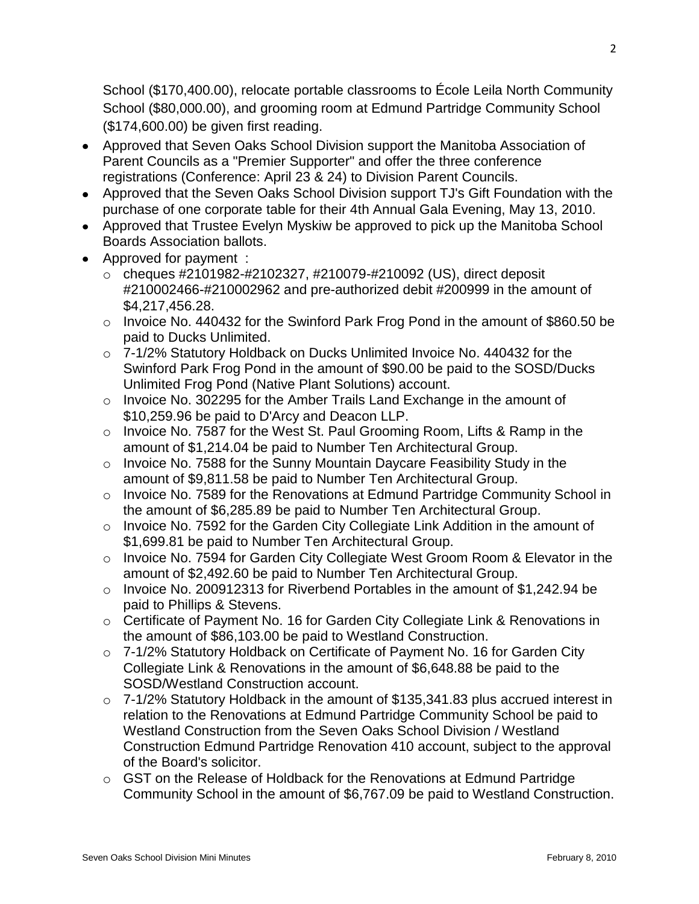School ($170,400.00), relocate portable classrooms to École Leila North Community School ($80,000.00), and grooming room at Edmund Partridge Community School ($174,600.00) be given first reading.

- Approved that Seven Oaks School Division support the Manitoba Association of Parent Councils as a "Premier Supporter" and offer the three conference registrations (Conference: April 23 & 24) to Division Parent Councils.
- Approved that the Seven Oaks School Division support TJ's Gift Foundation with the purchase of one corporate table for their 4th Annual Gala Evening, May 13, 2010.
- Approved that Trustee Evelyn Myskiw be approved to pick up the Manitoba School Boards Association ballots.
- Approved for payment :
  - cheques #2101982-#2102327, #210079-#210092 (US), direct deposit #210002466-#210002962 and pre-authorized debit #200999 in the amount of $4,217,456.28.
  - Invoice No. 440432 for the Swinford Park Frog Pond in the amount of $860.50 be paid to Ducks Unlimited.
  - 7-1/2% Statutory Holdback on Ducks Unlimited Invoice No. 440432 for the Swinford Park Frog Pond in the amount of $90.00 be paid to the SOSD/Ducks Unlimited Frog Pond (Native Plant Solutions) account.
  - Invoice No. 302295 for the Amber Trails Land Exchange in the amount of $10,259.96 be paid to D'Arcy and Deacon LLP.
  - Invoice No. 7587 for the West St. Paul Grooming Room, Lifts & Ramp in the amount of $1,214.04 be paid to Number Ten Architectural Group.
  - Invoice No. 7588 for the Sunny Mountain Daycare Feasibility Study in the amount of $9,811.58 be paid to Number Ten Architectural Group.
  - Invoice No. 7589 for the Renovations at Edmund Partridge Community School in the amount of $6,285.89 be paid to Number Ten Architectural Group.
  - Invoice No. 7592 for the Garden City Collegiate Link Addition in the amount of $1,699.81 be paid to Number Ten Architectural Group.
  - Invoice No. 7594 for Garden City Collegiate West Groom Room & Elevator in the amount of $2,492.60 be paid to Number Ten Architectural Group.
  - Invoice No. 200912313 for Riverbend Portables in the amount of $1,242.94 be paid to Phillips & Stevens.
  - Certificate of Payment No. 16 for Garden City Collegiate Link & Renovations in the amount of $86,103.00 be paid to Westland Construction.
  - 7-1/2% Statutory Holdback on Certificate of Payment No. 16 for Garden City Collegiate Link & Renovations in the amount of $6,648.88 be paid to the SOSD/Westland Construction account.
  - 7-1/2% Statutory Holdback in the amount of $135,341.83 plus accrued interest in relation to the Renovations at Edmund Partridge Community School be paid to Westland Construction from the Seven Oaks School Division / Westland Construction Edmund Partridge Renovation 410 account, subject to the approval of the Board's solicitor.
  - GST on the Release of Holdback for the Renovations at Edmund Partridge Community School in the amount of $6,767.09 be paid to Westland Construction.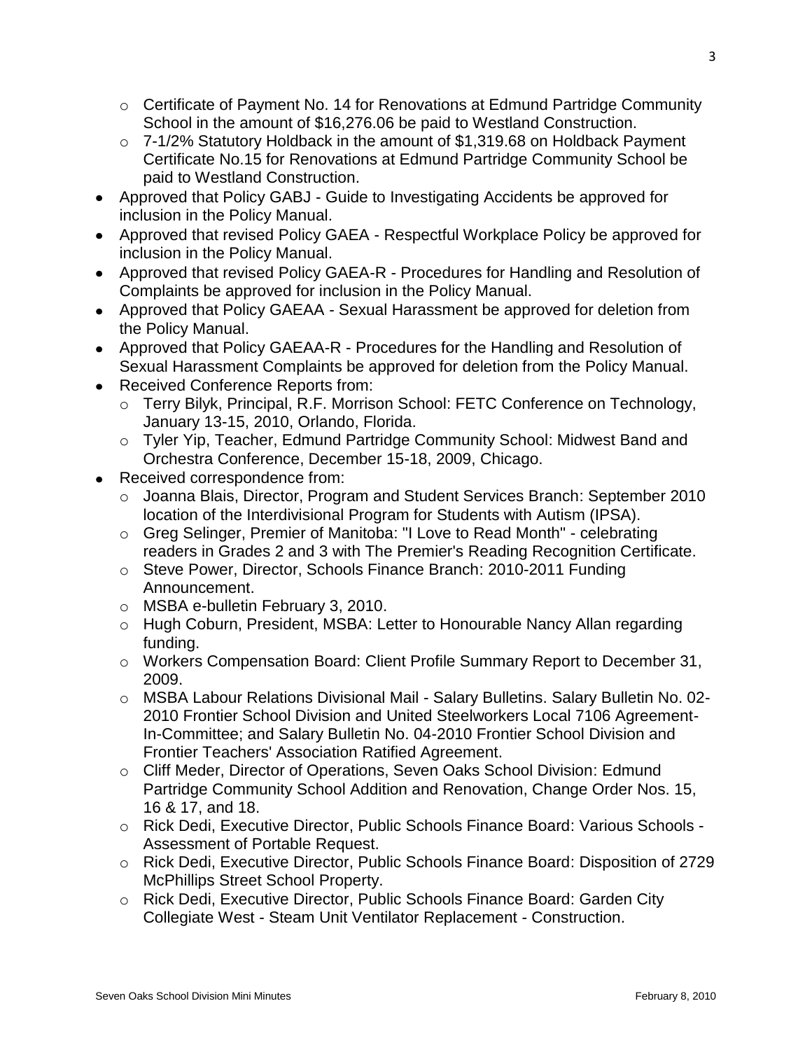- Certificate of Payment No. 14 for Renovations at Edmund Partridge Community School in the amount of $16,276.06 be paid to Westland Construction.
  - 7-1/2% Statutory Holdback in the amount of $1,319.68 on Holdback Payment Certificate No.15 for Renovations at Edmund Partridge Community School be paid to Westland Construction.
- Approved that Policy GABJ - Guide to Investigating Accidents be approved for inclusion in the Policy Manual.
- Approved that revised Policy GAEA - Respectful Workplace Policy be approved for inclusion in the Policy Manual.
- Approved that revised Policy GAEA-R - Procedures for Handling and Resolution of Complaints be approved for inclusion in the Policy Manual.
- Approved that Policy GAEAA - Sexual Harassment be approved for deletion from the Policy Manual.
- Approved that Policy GAEAA-R - Procedures for the Handling and Resolution of Sexual Harassment Complaints be approved for deletion from the Policy Manual.
- Received Conference Reports from:
  - Terry Bilyk, Principal, R.F. Morrison School: FETC Conference on Technology, January 13-15, 2010, Orlando, Florida.
  - Tyler Yip, Teacher, Edmund Partridge Community School: Midwest Band and Orchestra Conference, December 15-18, 2009, Chicago.
- Received correspondence from:
  - Joanna Blais, Director, Program and Student Services Branch: September 2010 location of the Interdivisional Program for Students with Autism (IPSA).
  - Greg Selinger, Premier of Manitoba: "I Love to Read Month" - celebrating readers in Grades 2 and 3 with The Premier's Reading Recognition Certificate.
  - Steve Power, Director, Schools Finance Branch: 2010-2011 Funding Announcement.
  - MSBA e-bulletin February 3, 2010.
  - Hugh Coburn, President, MSBA: Letter to Honourable Nancy Allan regarding funding.
  - Workers Compensation Board: Client Profile Summary Report to December 31, 2009.
  - MSBA Labour Relations Divisional Mail - Salary Bulletins. Salary Bulletin No. 02-2010 Frontier School Division and United Steelworkers Local 7106 Agreement-In-Committee; and Salary Bulletin No. 04-2010 Frontier School Division and Frontier Teachers' Association Ratified Agreement.
  - Cliff Meder, Director of Operations, Seven Oaks School Division: Edmund Partridge Community School Addition and Renovation, Change Order Nos. 15, 16 & 17, and 18.
  - Rick Dedi, Executive Director, Public Schools Finance Board: Various Schools - Assessment of Portable Request.
  - Rick Dedi, Executive Director, Public Schools Finance Board: Disposition of 2729 McPhillips Street School Property.
  - Rick Dedi, Executive Director, Public Schools Finance Board: Garden City Collegiate West - Steam Unit Ventilator Replacement - Construction.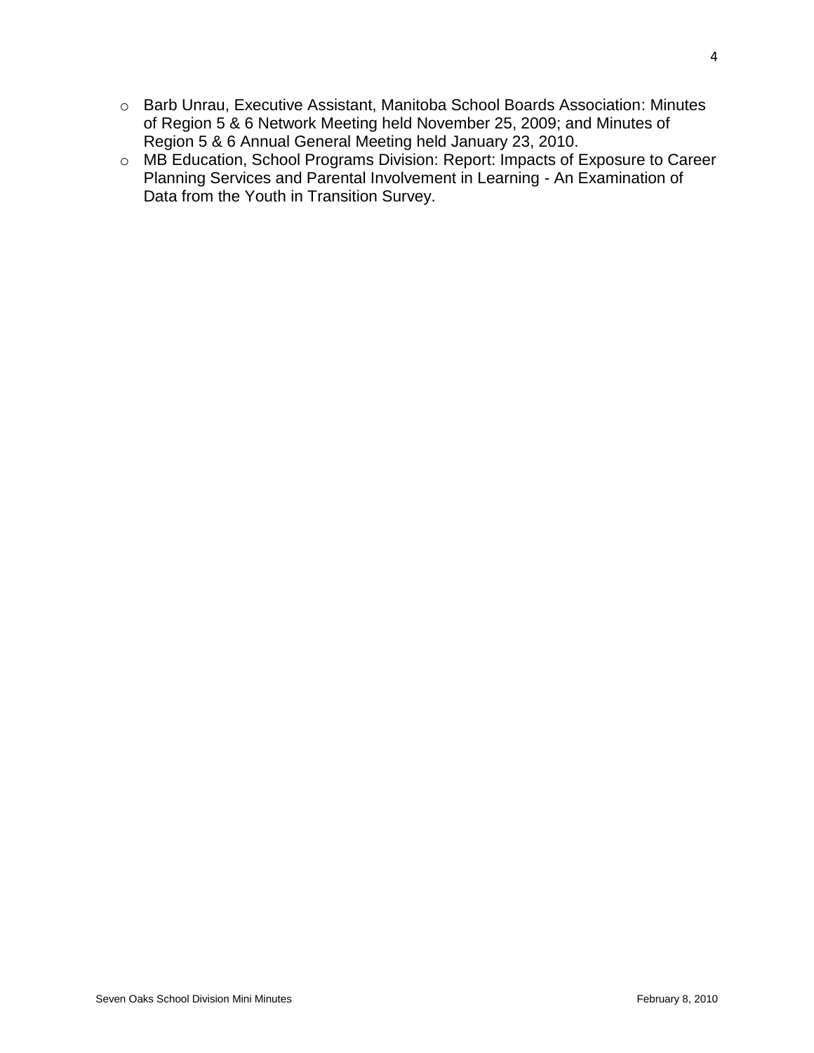- Barb Unrau, Executive Assistant, Manitoba School Boards Association: Minutes of Region 5 & 6 Network Meeting held November 25, 2009; and Minutes of Region 5 & 6 Annual General Meeting held January 23, 2010.
- MB Education, School Programs Division: Report: Impacts of Exposure to Career Planning Services and Parental Involvement in Learning - An Examination of Data from the Youth in Transition Survey.